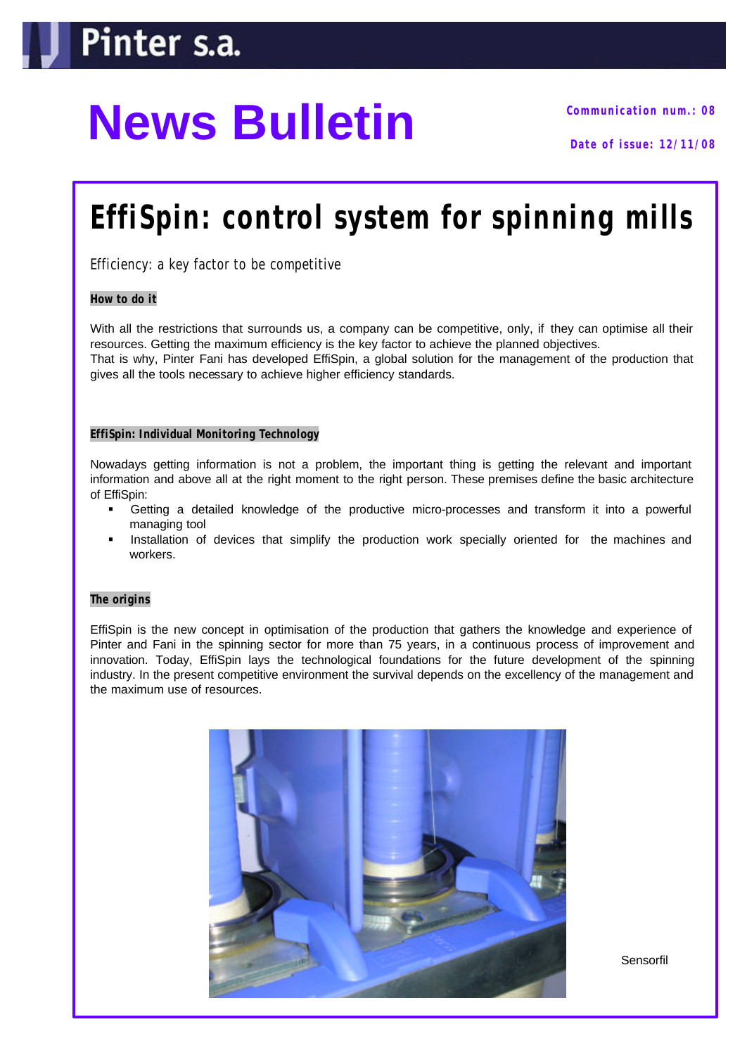Pinter s.a.

# News Bulletin

**Communication num.: 08**

**Date of issue: 12/11/08**

## EffiSpin: control system for spinning mills

Efficiency: a key factor to be competitive

### How to do it

With all the restrictions that surrounds us, a company can be competitive, only, if they can optimise all their resources. Getting the maximum efficiency is the key factor to achieve the planned objectives.
That is why, Pinter Fani has developed EffiSpin, a global solution for the management of the production that gives all the tools necessary to achieve higher efficiency standards.

### EffiSpin: Individual Monitoring Technology

Nowadays getting information is not a problem, the important thing is getting the relevant and important information and above all at the right moment to the right person. These premises define the basic architecture of EffiSpin:

- Getting a detailed knowledge of the productive micro-processes and transform it into a powerful managing tool
- Installation of devices that simplify the production work specially oriented for the machines and workers.

### The origins

EffiSpin is the new concept in optimisation of the production that gathers the knowledge and experience of Pinter and Fani in the spinning sector for more than 75 years, in a continuous process of improvement and innovation. Today, EffiSpin lays the technological foundations for the future development of the spinning industry. In the present competitive environment the survival depends on the excellency of the management and the maximum use of resources.

Sensorfil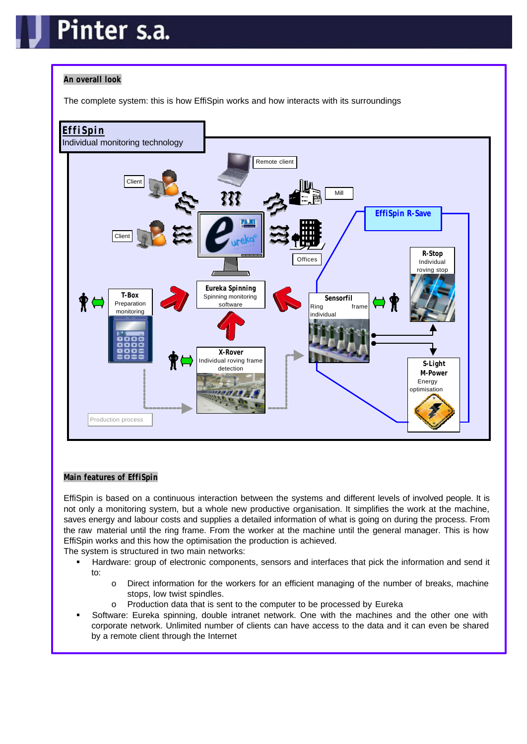## An overall look

The complete system: this is how EffiSpin works and how interacts with its surroundings

**EffiSpin**
Individual monitoring technology

Remote client

Client

Mill

Client

Offices

**EffiSpin R-Save**

**R-Stop**
Individual roving stop

**T-Box**
Preparation monitoring

**Eureka Spinning**
Spinning monitoring software

**Sensorfil**
Ring frame individual

**X-Rover**
Individual roving frame detection

**S-Light**
**M-Power**
Energy optimisation

Production process

## Main features of EffiSpin

EffiSpin is based on a continuous interaction between the systems and different levels of involved people. It is not only a monitoring system, but a whole new productive organisation. It simplifies the work at the machine, saves energy and labour costs and supplies a detailed information of what is going on during the process. From the raw material until the ring frame. From the worker at the machine until the general manager. This is how EffiSpin works and this how the optimisation the production is achieved.

The system is structured in two main networks:

- Hardware: group of electronic components, sensors and interfaces that pick the information and send it to:
  - Direct information for the workers for an efficient managing of the number of breaks, machine stops, low twist spindles.
  - Production data that is sent to the computer to be processed by Eureka
- Software: Eureka spinning, double intranet network. One with the machines and the other one with corporate network. Unlimited number of clients can have access to the data and it can even be shared by a remote client through the Internet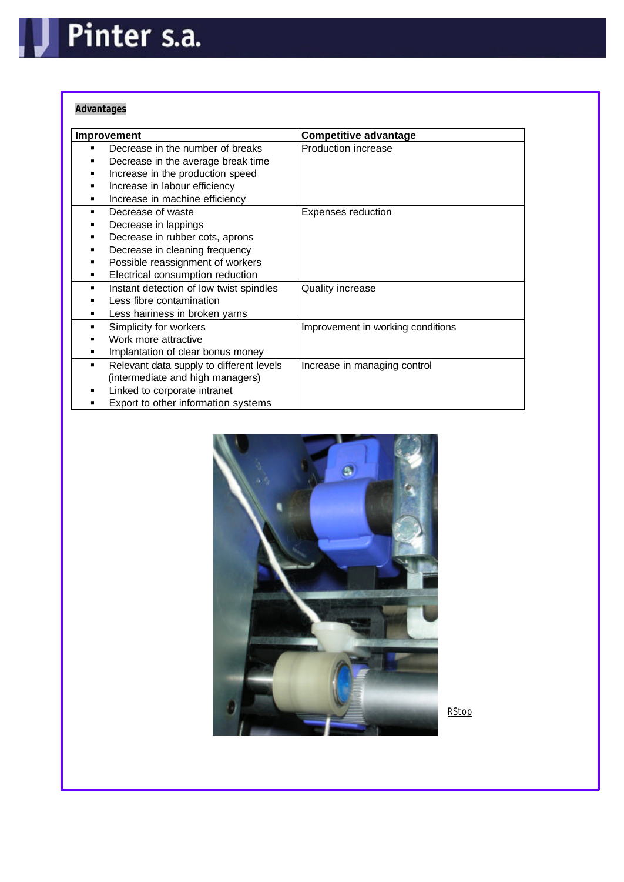**Advantages**

| Improvement | Competitive advantage |
|---|---|
| ▪ Decrease in the number of breaks<br>▪ Decrease in the average break time<br>▪ Increase in the production speed<br>▪ Increase in labour efficiency<br>▪ Increase in machine efficiency | Production increase |
| ▪ Decrease of waste<br>▪ Decrease in lappings<br>▪ Decrease in rubber cots, aprons<br>▪ Decrease in cleaning frequency<br>▪ Possible reassignment of workers<br>▪ Electrical consumption reduction | Expenses reduction |
| ▪ Instant detection of low twist spindles<br>▪ Less fibre contamination<br>▪ Less hairiness in broken yarns | Quality increase |
| ▪ Simplicity for workers<br>▪ Work more attractive<br>▪ Implantation of clear bonus money | Improvement in working conditions |
| ▪ Relevant data supply to different levels (intermediate and high managers)<br>▪ Linked to corporate intranet<br>▪ Export to other information systems | Increase in managing control |

RStop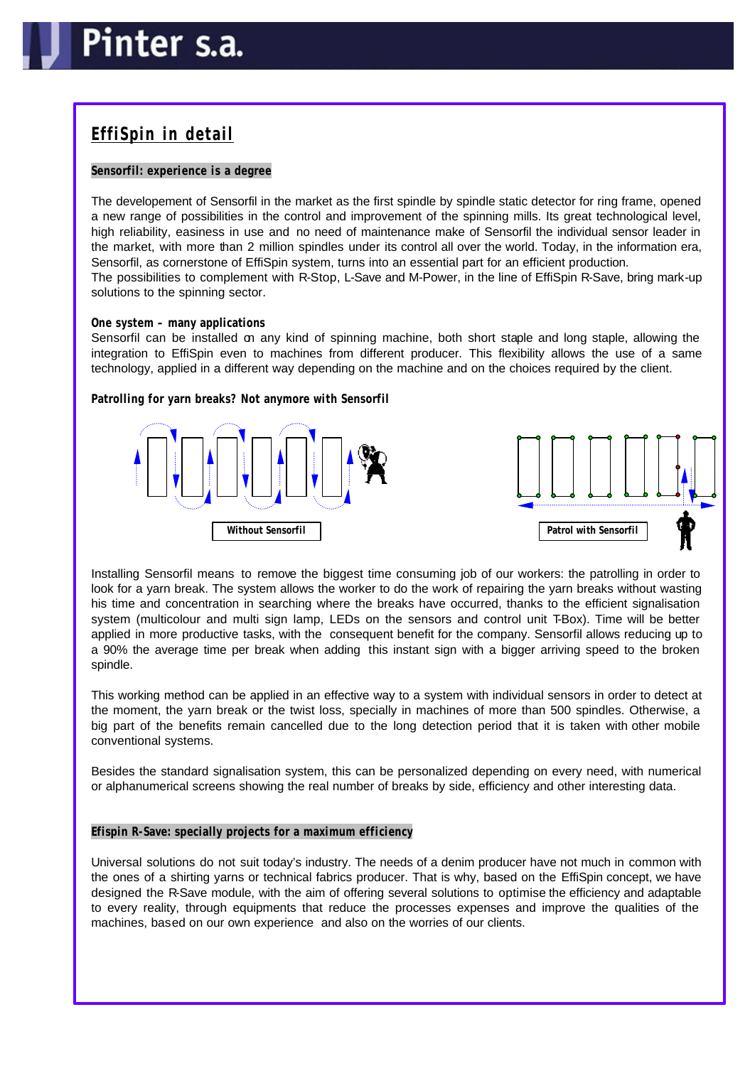## EffiSpin in detail

### Sensorfil: experience is a degree

The developement of Sensorfil in the market as the first spindle by spindle static detector for ring frame, opened a new range of possibilities in the control and improvement of the spinning mills. Its great technological level, high reliability, easiness in use and no need of maintenance make of Sensorfil the individual sensor leader in the market, with more than 2 million spindles under its control all over the world. Today, in the information era, Sensorfil, as cornerstone of EffiSpin system, turns into an essential part for an efficient production.
The possibilities to complement with R-Stop, L-Save and M-Power, in the line of EffiSpin R-Save, bring mark-up solutions to the spinning sector.

**One system – many applications**
Sensorfil can be installed on any kind of spinning machine, both short staple and long staple, allowing the integration to EffiSpin even to machines from different producer. This flexibility allows the use of a same technology, applied in a different way depending on the machine and on the choices required by the client.

**Patrolling for yarn breaks? Not anymore with Sensorfil**

Without Sensorfil

Patrol with Sensorfil

Installing Sensorfil means to remove the biggest time consuming job of our workers: the patrolling in order to look for a yarn break. The system allows the worker to do the work of repairing the yarn breaks without wasting his time and concentration in searching where the breaks have occurred, thanks to the efficient signalisation system (multicolour and multi sign lamp, LEDs on the sensors and control unit T-Box). Time will be better applied in more productive tasks, with the consequent benefit for the company. Sensorfil allows reducing up to a 90% the average time per break when adding this instant sign with a bigger arriving speed to the broken spindle.

This working method can be applied in an effective way to a system with individual sensors in order to detect at the moment, the yarn break or the twist loss, specially in machines of more than 500 spindles. Otherwise, a big part of the benefits remain cancelled due to the long detection period that it is taken with other mobile conventional systems.

Besides the standard signalisation system, this can be personalized depending on every need, with numerical or alphanumerical screens showing the real number of breaks by side, efficiency and other interesting data.

### Efispin R-Save: specially projects for a maximum efficiency

Universal solutions do not suit today's industry. The needs of a denim producer have not much in common with the ones of a shirting yarns or technical fabrics producer. That is why, based on the EffiSpin concept, we have designed the R-Save module, with the aim of offering several solutions to optimise the efficiency and adaptable to every reality, through equipments that reduce the processes expenses and improve the qualities of the machines, based on our own experience and also on the worries of our clients.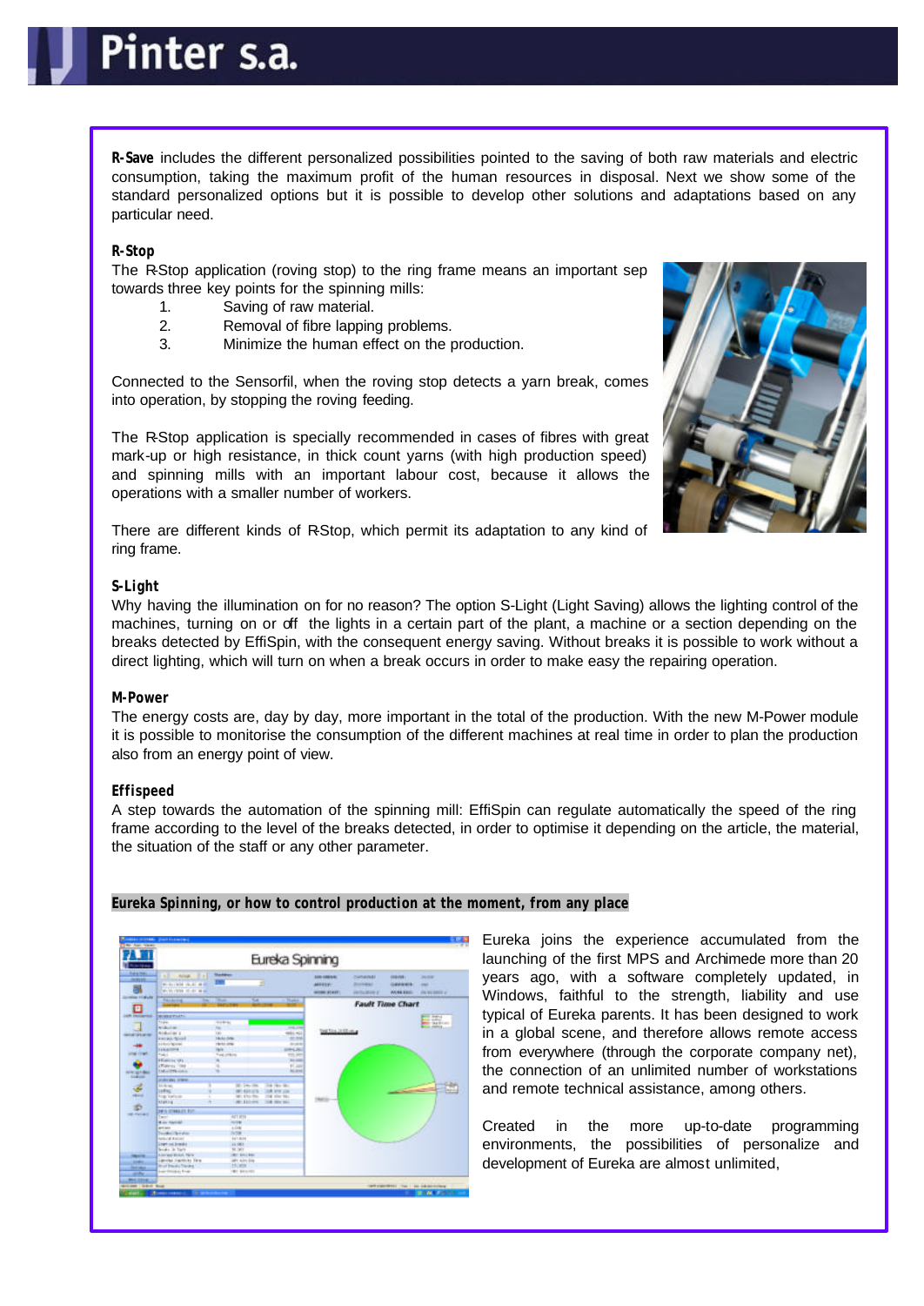**R-Save** includes the different personalized possibilities pointed to the saving of both raw materials and electric consumption, taking the maximum profit of the human resources in disposal. Next we show some of the standard personalized options but it is possible to develop other solutions and adaptations based on any particular need.

### R-Stop

The R-Stop application (roving stop) to the ring frame means an important sep towards three key points for the spinning mills:

1. Saving of raw material.
2. Removal of fibre lapping problems.
3. Minimize the human effect on the production.

Connected to the Sensorfil, when the roving stop detects a yarn break, comes into operation, by stopping the roving feeding.

The R-Stop application is specially recommended in cases of fibres with great mark-up or high resistance, in thick count yarns (with high production speed) and spinning mills with an important labour cost, because it allows the operations with a smaller number of workers.

There are different kinds of R-Stop, which permit its adaptation to any kind of ring frame.

### S-Light

Why having the illumination on for no reason? The option S-Light (Light Saving) allows the lighting control of the machines, turning on or off the lights in a certain part of the plant, a machine or a section depending on the breaks detected by EffiSpin, with the consequent energy saving. Without breaks it is possible to work without a direct lighting, which will turn on when a break occurs in order to make easy the repairing operation.

### M-Power

The energy costs are, day by day, more important in the total of the production. With the new M-Power module it is possible to monitorise the consumption of the different machines at real time in order to plan the production also from an energy point of view.

### Effispeed

A step towards the automation of the spinning mill: EffiSpin can regulate automatically the speed of the ring frame according to the level of the breaks detected, in order to optimise it depending on the article, the material, the situation of the staff or any other parameter.

## Eureka Spinning, or how to control production at the moment, from any place

Eureka joins the experience accumulated from the launching of the first MPS and Archimede more than 20 years ago, with a software completely updated, in Windows, faithful to the strength, liability and use typical of Eureka parents. It has been designed to work in a global scene, and therefore allows remote access from everywhere (through the corporate company net), the connection of an unlimited number of workstations and remote technical assistance, among others.

Created in the more up-to-date programming environments, the possibilities of personalize and development of Eureka are almost unlimited,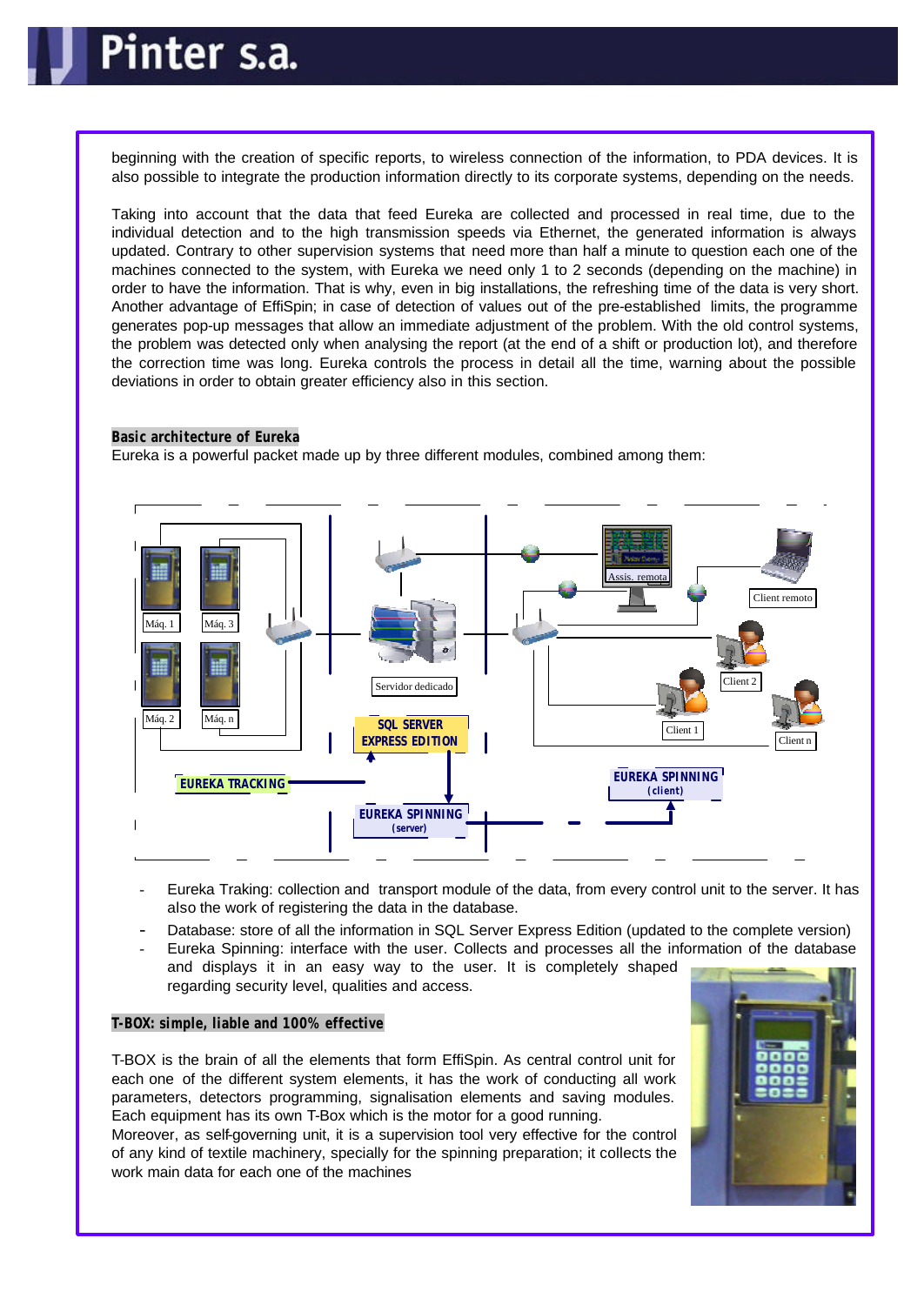beginning with the creation of specific reports, to wireless connection of the information, to PDA devices. It is also possible to integrate the production information directly to its corporate systems, depending on the needs.

Taking into account that the data that feed Eureka are collected and processed in real time, due to the individual detection and to the high transmission speeds via Ethernet, the generated information is always updated. Contrary to other supervision systems that need more than half a minute to question each one of the machines connected to the system, with Eureka we need only 1 to 2 seconds (depending on the machine) in order to have the information. That is why, even in big installations, the refreshing time of the data is very short. Another advantage of EffiSpin; in case of detection of values out of the pre-established limits, the programme generates pop-up messages that allow an immediate adjustment of the problem. With the old control systems, the problem was detected only when analysing the report (at the end of a shift or production lot), and therefore the correction time was long. Eureka controls the process in detail all the time, warning about the possible deviations in order to obtain greater efficiency also in this section.

**Basic architecture of Eureka**

Eureka is a powerful packet made up by three different modules, combined among them:

- Eureka Traking: collection and transport module of the data, from every control unit to the server. It has also the work of registering the data in the database.
- Database: store of all the information in SQL Server Express Edition (updated to the complete version)
- Eureka Spinning: interface with the user. Collects and processes all the information of the database and displays it in an easy way to the user. It is completely shaped regarding security level, qualities and access.

**T-BOX: simple, liable and 100% effective**

T-BOX is the brain of all the elements that form EffiSpin. As central control unit for each one of the different system elements, it has the work of conducting all work parameters, detectors programming, signalisation elements and saving modules. Each equipment has its own T-Box which is the motor for a good running.
Moreover, as self-governing unit, it is a supervision tool very effective for the control of any kind of textile machinery, specially for the spinning preparation; it collects the work main data for each one of the machines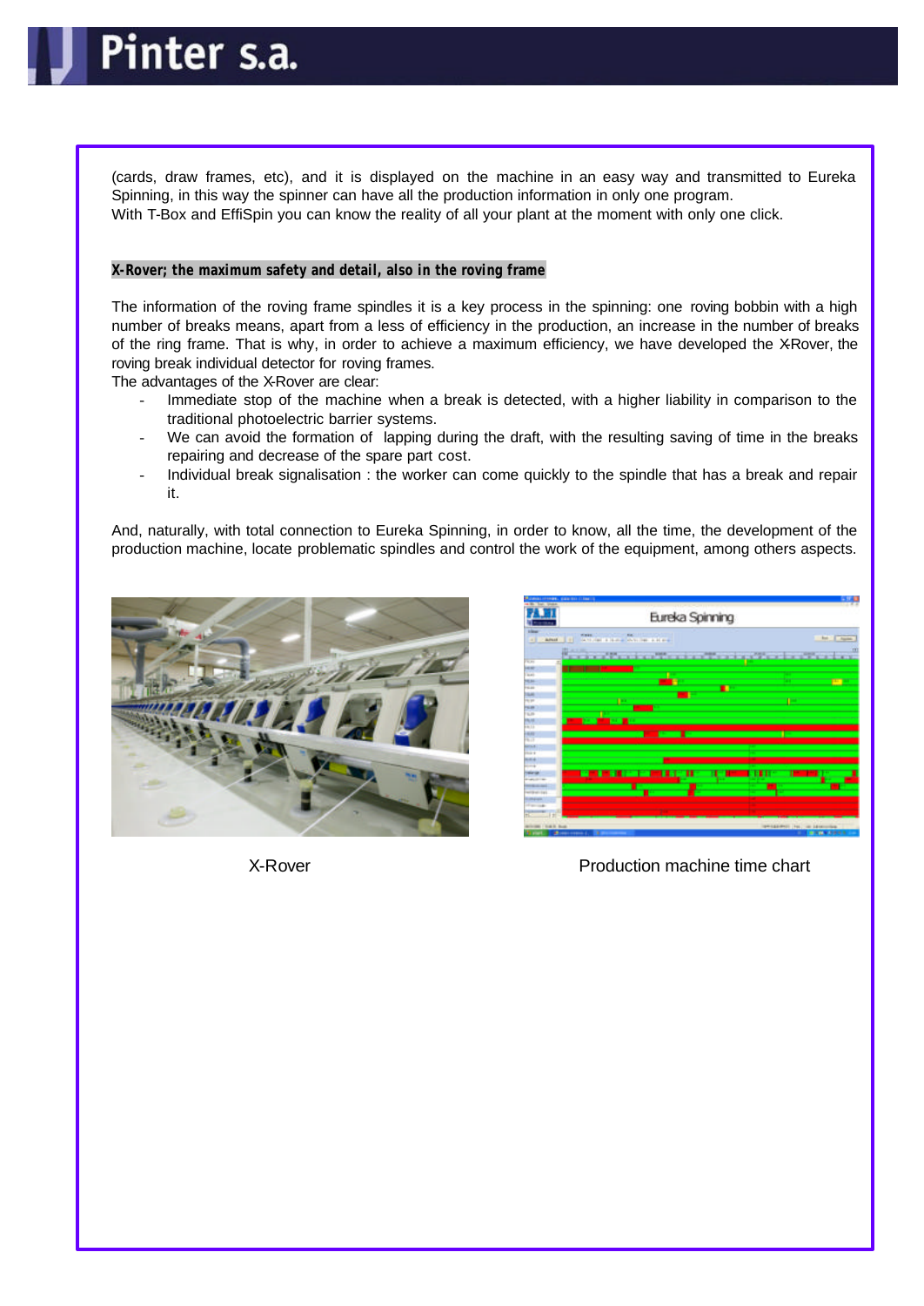(cards, draw frames, etc), and it is displayed on the machine in an easy way and transmitted to Eureka Spinning, in this way the spinner can have all the production information in only one program.
With T-Box and EffiSpin you can know the reality of all your plant at the moment with only one click.

**X-Rover; the maximum safety and detail, also in the roving frame**

The information of the roving frame spindles it is a key process in the spinning: one roving bobbin with a high number of breaks means, apart from a less of efficiency in the production, an increase in the number of breaks of the ring frame. That is why, in order to achieve a maximum efficiency, we have developed the X-Rover, the roving break individual detector for roving frames.
The advantages of the X-Rover are clear:

- Immediate stop of the machine when a break is detected, with a higher liability in comparison to the traditional photoelectric barrier systems.
- We can avoid the formation of lapping during the draft, with the resulting saving of time in the breaks repairing and decrease of the spare part cost.
- Individual break signalisation : the worker can come quickly to the spindle that has a break and repair it.

And, naturally, with total connection to Eureka Spinning, in order to know, all the time, the development of the production machine, locate problematic spindles and control the work of the equipment, among others aspects.

X-Rover

Eureka Spinning

Production machine time chart